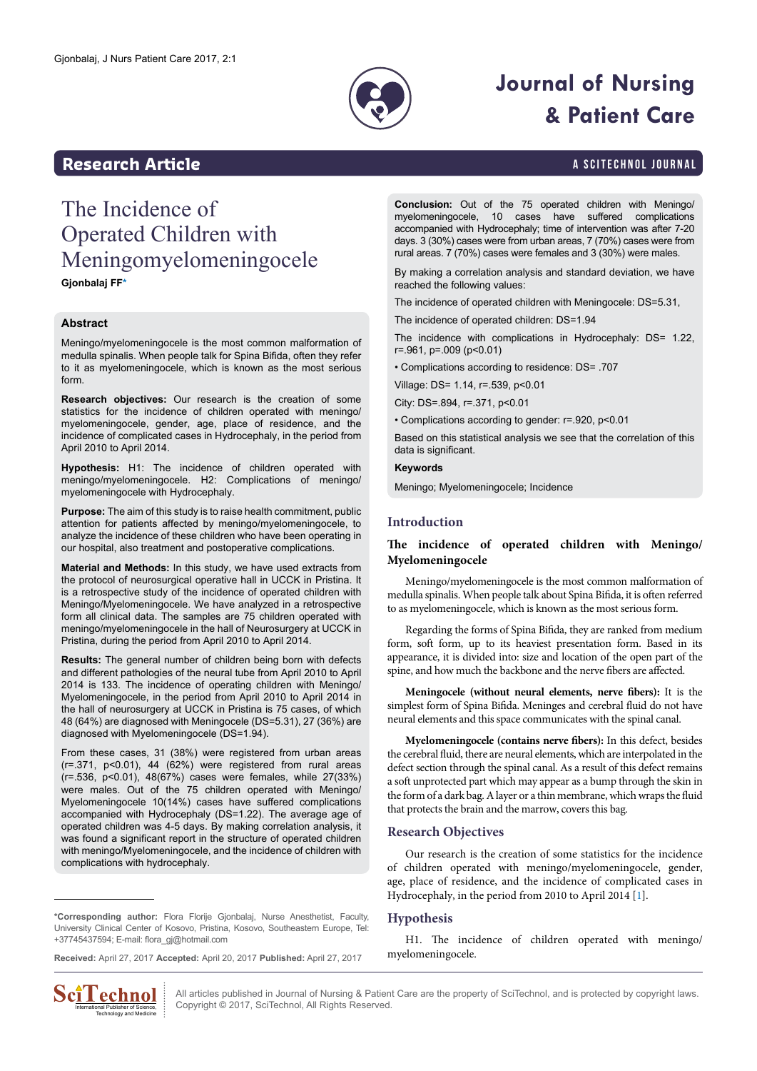Research Article

# The Incidence of Operated Children with Meningomyelomeningocele

**Gjonbalaj FF***

## Abstract

Meningo/myelomeningocele is the most common malformation of medulla spinalis. When people talk for Spina Bifida, often they refer to it as myelomeningocele, which is known as the most serious form.

**Research objectives:** Our research is the creation of some statistics for the incidence of children operated with meningo/myelomeningocele, gender, age, place of residence, and the incidence of complicated cases in Hydrocephaly, in the period from April 2010 to April 2014.

**Hypothesis:** H1: The incidence of children operated with meningo/myelomeningocele. H2: Complications of meningo/myelomeningocele with Hydrocephaly.

**Purpose:** The aim of this study is to raise health commitment, public attention for patients affected by meningo/myelomeningocele, to analyze the incidence of these children who have been operating in our hospital, also treatment and postoperative complications.

**Material and Methods:** In this study, we have used extracts from the protocol of neurosurgical operative hall in UCCK in Pristina. It is a retrospective study of the incidence of operated children with Meningo/Myelomeningocele. We have analyzed in a retrospective form all clinical data. The samples are 75 children operated with meningo/myelomeningocele in the hall of Neurosurgery at UCCK in Pristina, during the period from April 2010 to April 2014.

**Results:** The general number of children being born with defects and different pathologies of the neural tube from April 2010 to April 2014 is 133. The incidence of operating children with Meningo/Myelomeningocele, in the period from April 2010 to April 2014 in the hall of neurosurgery at UCCK in Pristina is 75 cases, of which 48 (64%) are diagnosed with Meningocele (DS=5.31), 27 (36%) are diagnosed with Myelomeningocele (DS=1.94).

From these cases, 31 (38%) were registered from urban areas (r=.371, p<0.01), 44 (62%) were registered from rural areas (r=.536, p<0.01), 48(67%) cases were females, while 27(33%) were males. Out of the 75 children operated with Meningo/Myelomeningocele 10(14%) cases have suffered complications accompanied with Hydrocephaly (DS=1.22). The average age of operated children was 4-5 days. By making correlation analysis, it was found a significant report in the structure of operated children with meningo/Myelomeningocele, and the incidence of children with complications with hydrocephaly.

**Conclusion:** Out of the 75 operated children with Meningo/myelomeningocele, 10 cases have suffered complications accompanied with Hydrocephaly; time of intervention was after 7-20 days. 3 (30%) cases were from urban areas, 7 (70%) cases were from rural areas. 7 (70%) cases were females and 3 (30%) were males.

By making a correlation analysis and standard deviation, we have reached the following values:

The incidence of operated children with Meningocele: DS=5.31,

The incidence of operated children: DS=1.94

The incidence with complications in Hydrocephaly: DS= 1.22, r=.961, p=.009 (p<0.01)

• Complications according to residence: DS= .707

Village: DS= 1.14, r=.539, p<0.01

City: DS=.894, r=.371, p<0.01

• Complications according to gender: r=.920, p<0.01

Based on this statistical analysis we see that the correlation of this data is significant.

**Keywords**

Meningo; Myelomeningocele; Incidence

## Introduction

### The incidence of operated children with Meningo/ Myelomeningocele

Meningo/myelomeningocele is the most common malformation of medulla spinalis. When people talk about Spina Bifida, it is often referred to as myelomeningocele, which is known as the most serious form.

Regarding the forms of Spina Bifida, they are ranked from medium form, soft form, up to its heaviest presentation form. Based in its appearance, it is divided into: size and location of the open part of the spine, and how much the backbone and the nerve fibers are affected.

**Meningocele (without neural elements, nerve fibers):** It is the simplest form of Spina Bifida. Meninges and cerebral fluid do not have neural elements and this space communicates with the spinal canal.

**Myelomeningocele (contains nerve fibers):** In this defect, besides the cerebral fluid, there are neural elements, which are interpolated in the defect section through the spinal canal. As a result of this defect remains a soft unprotected part which may appear as a bump through the skin in the form of a dark bag. A layer or a thin membrane, which wraps the fluid that protects the brain and the marrow, covers this bag.

## Research Objectives

Our research is the creation of some statistics for the incidence of children operated with meningo/myelomeningocele, gender, age, place of residence, and the incidence of complicated cases in Hydrocephaly, in the period from 2010 to April 2014 [1].

## Hypothesis

H1. The incidence of children operated with meningo/ myelomeningocele.

---

***Corresponding author:** Flora Florije Gjonbalaj, Nurse Anesthetist, Faculty, University Clinical Center of Kosovo, Pristina, Kosovo, Southeastern Europe, Tel: +37745437594; E-mail: flora_gj@hotmail.com

**Received:** April 27, 2017 **Accepted:** April 20, 2017 **Published:** April 27, 2017

All articles published in Journal of Nursing & Patient Care are the property of SciTechnol, and is protected by copyright laws. Copyright © 2017, SciTechnol, All Rights Reserved.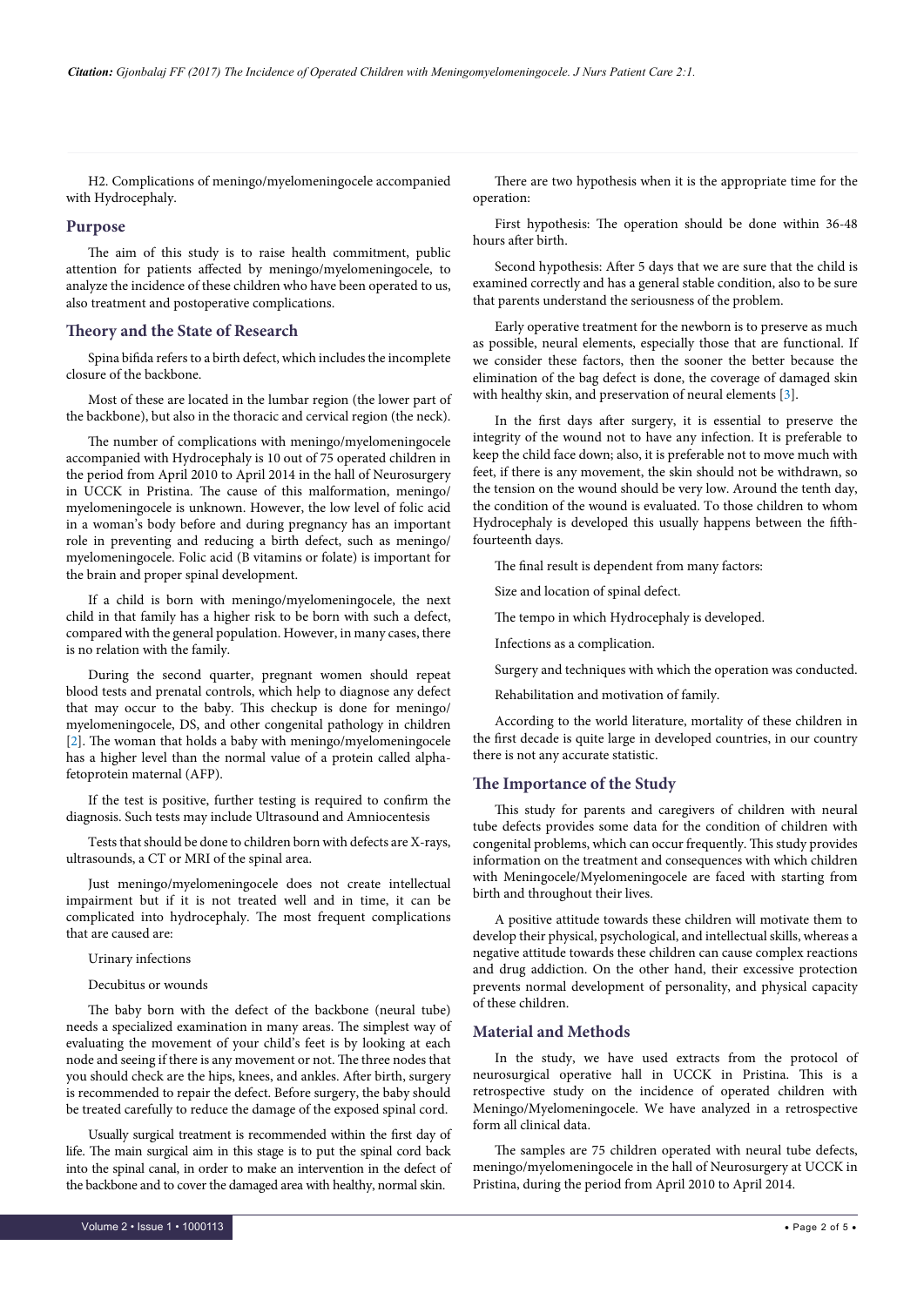H2. Complications of meningo/myelomeningocele accompanied with Hydrocephaly.

## Purpose

The aim of this study is to raise health commitment, public attention for patients affected by meningo/myelomeningocele, to analyze the incidence of these children who have been operated to us, also treatment and postoperative complications.

## Theory and the State of Research

Spina bifida refers to a birth defect, which includes the incomplete closure of the backbone.

Most of these are located in the lumbar region (the lower part of the backbone), but also in the thoracic and cervical region (the neck).

The number of complications with meningo/myelomeningocele accompanied with Hydrocephaly is 10 out of 75 operated children in the period from April 2010 to April 2014 in the hall of Neurosurgery in UCCK in Pristina. The cause of this malformation, meningo/myelomeningocele is unknown. However, the low level of folic acid in a woman's body before and during pregnancy has an important role in preventing and reducing a birth defect, such as meningo/myelomeningocele. Folic acid (B vitamins or folate) is important for the brain and proper spinal development.

If a child is born with meningo/myelomeningocele, the next child in that family has a higher risk to be born with such a defect, compared with the general population. However, in many cases, there is no relation with the family.

During the second quarter, pregnant women should repeat blood tests and prenatal controls, which help to diagnose any defect that may occur to the baby. This checkup is done for meningo/myelomeningocele, DS, and other congenital pathology in children [2]. The woman that holds a baby with meningo/myelomeningocele has a higher level than the normal value of a protein called alpha-fetoprotein maternal (AFP).

If the test is positive, further testing is required to confirm the diagnosis. Such tests may include Ultrasound and Amniocentesis

Tests that should be done to children born with defects are X-rays, ultrasounds, a CT or MRI of the spinal area.

Just meningo/myelomeningocele does not create intellectual impairment but if it is not treated well and in time, it can be complicated into hydrocephaly. The most frequent complications that are caused are:

Urinary infections

Decubitus or wounds

The baby born with the defect of the backbone (neural tube) needs a specialized examination in many areas. The simplest way of evaluating the movement of your child's feet is by looking at each node and seeing if there is any movement or not. The three nodes that you should check are the hips, knees, and ankles. After birth, surgery is recommended to repair the defect. Before surgery, the baby should be treated carefully to reduce the damage of the exposed spinal cord.

Usually surgical treatment is recommended within the first day of life. The main surgical aim in this stage is to put the spinal cord back into the spinal canal, in order to make an intervention in the defect of the backbone and to cover the damaged area with healthy, normal skin.

There are two hypothesis when it is the appropriate time for the operation:

First hypothesis: The operation should be done within 36-48 hours after birth.

Second hypothesis: After 5 days that we are sure that the child is examined correctly and has a general stable condition, also to be sure that parents understand the seriousness of the problem.

Early operative treatment for the newborn is to preserve as much as possible, neural elements, especially those that are functional. If we consider these factors, then the sooner the better because the elimination of the bag defect is done, the coverage of damaged skin with healthy skin, and preservation of neural elements [3].

In the first days after surgery, it is essential to preserve the integrity of the wound not to have any infection. It is preferable to keep the child face down; also, it is preferable not to move much with feet, if there is any movement, the skin should not be withdrawn, so the tension on the wound should be very low. Around the tenth day, the condition of the wound is evaluated. To those children to whom Hydrocephaly is developed this usually happens between the fifth-fourteenth days.

The final result is dependent from many factors:

Size and location of spinal defect.

The tempo in which Hydrocephaly is developed.

Infections as a complication.

Surgery and techniques with which the operation was conducted.

Rehabilitation and motivation of family.

According to the world literature, mortality of these children in the first decade is quite large in developed countries, in our country there is not any accurate statistic.

## The Importance of the Study

This study for parents and caregivers of children with neural tube defects provides some data for the condition of children with congenital problems, which can occur frequently. This study provides information on the treatment and consequences with which children with Meningocele/Myelomeningocele are faced with starting from birth and throughout their lives.

A positive attitude towards these children will motivate them to develop their physical, psychological, and intellectual skills, whereas a negative attitude towards these children can cause complex reactions and drug addiction. On the other hand, their excessive protection prevents normal development of personality, and physical capacity of these children.

## Material and Methods

In the study, we have used extracts from the protocol of neurosurgical operative hall in UCCK in Pristina. This is a retrospective study on the incidence of operated children with Meningo/Myelomeningocele. We have analyzed in a retrospective form all clinical data.

The samples are 75 children operated with neural tube defects, meningo/myelomeningocele in the hall of Neurosurgery at UCCK in Pristina, during the period from April 2010 to April 2014.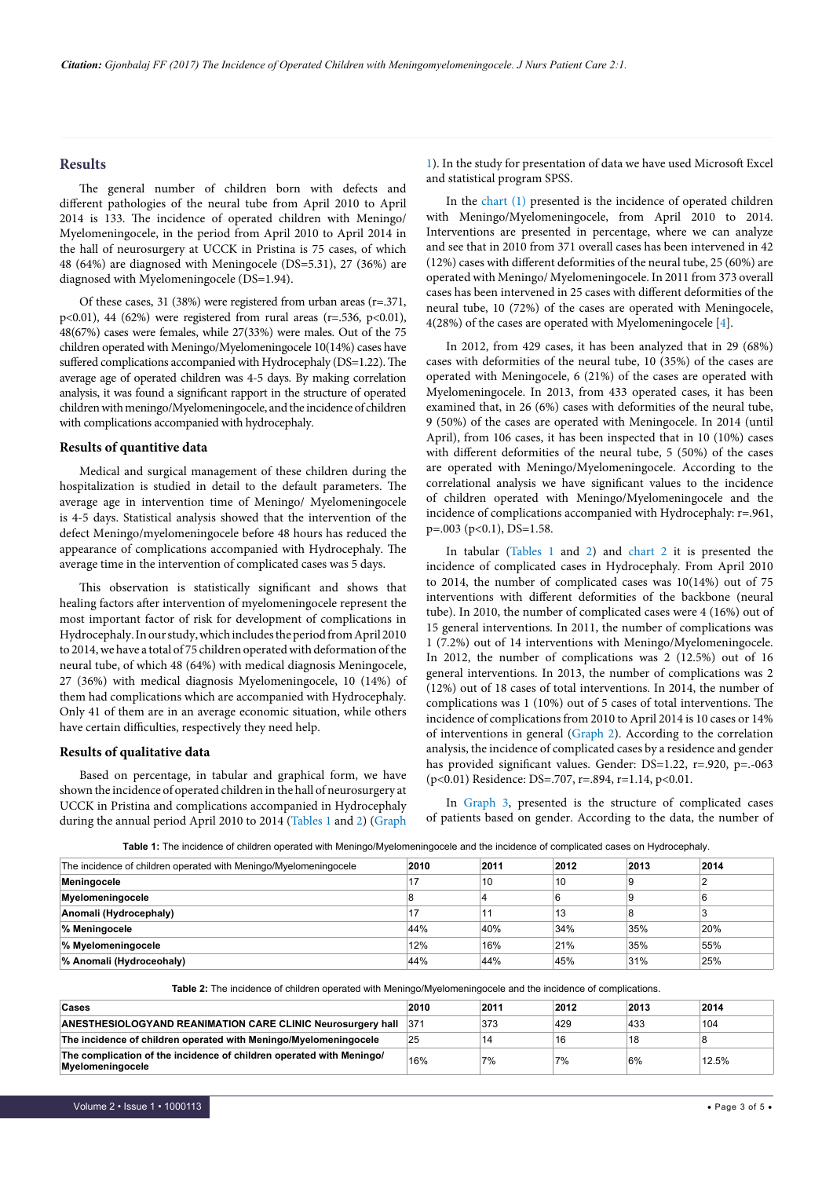## Results

The general number of children born with defects and different pathologies of the neural tube from April 2010 to April 2014 is 133. The incidence of operated children with Meningo/Myelomeningocele, in the period from April 2010 to April 2014 in the hall of neurosurgery at UCCK in Pristina is 75 cases, of which 48 (64%) are diagnosed with Meningocele (DS=5.31), 27 (36%) are diagnosed with Myelomeningocele (DS=1.94).

Of these cases, 31 (38%) were registered from urban areas (r=.371, p<0.01), 44 (62%) were registered from rural areas (r=.536, p<0.01), 48(67%) cases were females, while 27(33%) were males. Out of the 75 children operated with Meningo/Myelomeningocele 10(14%) cases have suffered complications accompanied with Hydrocephaly (DS=1.22). The average age of operated children was 4-5 days. By making correlation analysis, it was found a significant rapport in the structure of operated children with meningo/Myelomeningocele, and the incidence of children with complications accompanied with hydrocephaly.

### Results of quantitive data

Medical and surgical management of these children during the hospitalization is studied in detail to the default parameters. The average age in intervention time of Meningo/ Myelomeningocele is 4-5 days. Statistical analysis showed that the intervention of the defect Meningo/myelomeningocele before 48 hours has reduced the appearance of complications accompanied with Hydrocephaly. The average time in the intervention of complicated cases was 5 days.

This observation is statistically significant and shows that healing factors after intervention of myelomeningocele represent the most important factor of risk for development of complications in Hydrocephaly. In our study, which includes the period from April 2010 to April 2014, we have a total of 75 children operated with deformation of the neural tube, of which 48 (64%) with medical diagnosis Meningocele, 27 (36%) with medical diagnosis Myelomeningocele, 10 (14%) of them had complications which are accompanied with Hydrocephaly. Only 41 of them are in an average economic situation, while others have certain difficulties, respectively they need help.

### Results of qualitative data

Based on percentage, in tabular and graphical form, we have shown the incidence of operated children in the hall of neurosurgery at UCCK in Pristina and complications accompanied in Hydrocephaly during the annual period April 2010 to 2014 (Tables 1 and 2) (Graph 1). In the study for presentation of data we have used Microsoft Excel and statistical program SPSS.

In the chart (1) presented is the incidence of operated children with Meningo/Myelomeningocele, from April 2010 to 2014. Interventions are presented in percentage, where we can analyze and see that in 2010 from 371 overall cases has been intervened in 42 (12%) cases with different deformities of the neural tube, 25 (60%) are operated with Meningo/ Myelomeningocele. In 2011 from 373 overall cases has been intervened in 25 cases with different deformities of the neural tube, 10 (72%) of the cases are operated with Meningocele, 4(28%) of the cases are operated with Myelomeningocele [4].

In 2012, from 429 cases, it has been analyzed that in 29 (68%) cases with deformities of the neural tube, 10 (35%) of the cases are operated with Meningocele, 6 (21%) of the cases are operated with Myelomeningocele. In 2013, from 433 operated cases, it has been examined that, in 26 (6%) cases with deformities of the neural tube, 9 (50%) of the cases are operated with Meningocele. In 2014 (until April), from 106 cases, it has been inspected that in 10 (10%) cases with different deformities of the neural tube, 5 (50%) of the cases are operated with Meningo/Myelomeningocele. According to the correlational analysis we have significant values to the incidence of children operated with Meningo/Myelomeningocele and the incidence of complications accompanied with Hydrocephaly: r=.961, p=.003 (p<0.1), DS=1.58.

In tabular (Tables 1 and 2) and chart 2 it is presented the incidence of complicated cases in Hydrocephaly. From April 2010 to 2014, the number of complicated cases was 10(14%) out of 75 interventions with different deformities of the backbone (neural tube). In 2010, the number of complicated cases were 4 (16%) out of 15 general interventions. In 2011, the number of complications was 1 (7.2%) out of 14 interventions with Meningo/Myelomeningocele. In 2012, the number of complications was 2 (12.5%) out of 16 general interventions. In 2013, the number of complications was 2 (12%) out of 18 cases of total interventions. In 2014, the number of complications was 1 (10%) out of 5 cases of total interventions. The incidence of complications from 2010 to April 2014 is 10 cases or 14% of interventions in general (Graph 2). According to the correlation analysis, the incidence of complicated cases by a residence and gender has provided significant values. Gender: DS=1.22, r=.920, p=.-063 (p<0.01) Residence: DS=.707, r=.894, r=1.14, p<0.01.

In Graph 3, presented is the structure of complicated cases of patients based on gender. According to the data, the number of

**Table 1:** The incidence of children operated with Meningo/Myelomeningocele and the incidence of complicated cases on Hydrocephaly.

| The incidence of children operated with Meningo/Myelomeningocele | 2010 | 2011 | 2012 | 2013 | 2014 |
|---|---|---|---|---|---|
| **Meningocele** | 17 | 10 | 10 | 9 | 2 |
| **Myelomeningocele** | 8 | 4 | 6 | 9 | 6 |
| **Anomali (Hydrocephaly)** | 17 | 11 | 13 | 8 | 3 |
| **% Meningocele** | 44% | 40% | 34% | 35% | 20% |
| **% Myelomeningocele** | 12% | 16% | 21% | 35% | 55% |
| **% Anomali (Hydroceohaly)** | 44% | 44% | 45% | 31% | 25% |

**Table 2:** The incidence of children operated with Meningo/Myelomeningocele and the incidence of complications.

| Cases | 2010 | 2011 | 2012 | 2013 | 2014 |
|---|---|---|---|---|---|
| **ANESTHESIOLOGYAND REANIMATION CARE CLINIC Neurosurgery hall** | 371 | 373 | 429 | 433 | 104 |
| **The incidence of children operated with Meningo/Myelomeningocele** | 25 | 14 | 16 | 18 | 8 |
| **The complication of the incidence of children operated with Meningo/ Myelomeningocele** | 16% | 7% | 7% | 6% | 12.5% |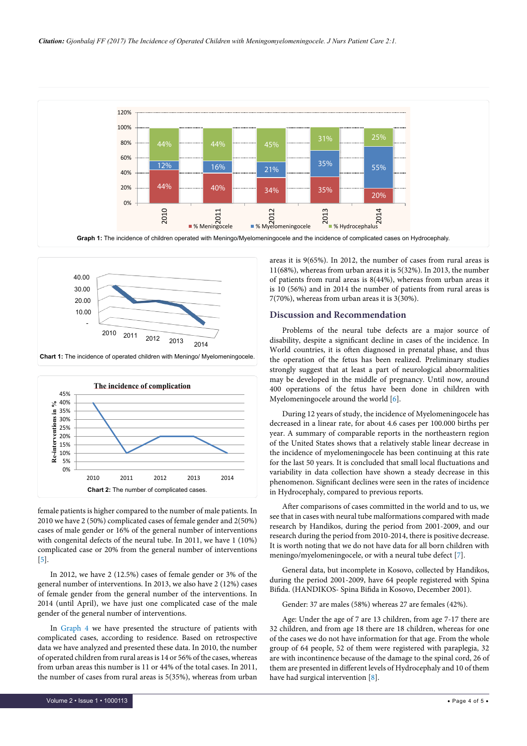**Graph 1:** The incidence of children operated with Meningo/Myelomeningocele and the incidence of complicated cases on Hydrocephaly.

**Chart 1:** The incidence of operated children with Meningo/ Myelomeningocele.

**Chart 2:** The number of complicated cases.

female patients is higher compared to the number of male patients. In 2010 we have 2 (50%) complicated cases of female gender and 2(50%) cases of male gender or 16% of the general number of interventions with congenital defects of the neural tube. In 2011, we have 1 (10%) complicated case or 20% from the general number of interventions [5].

In 2012, we have 2 (12.5%) cases of female gender or 3% of the general number of interventions. In 2013, we also have 2 (12%) cases of female gender from the general number of the interventions. In 2014 (until April), we have just one complicated case of the male gender of the general number of interventions.

In Graph 4 we have presented the structure of patients with complicated cases, according to residence. Based on retrospective data we have analyzed and presented these data. In 2010, the number of operated children from rural areas is 14 or 56% of the cases, whereas from urban areas this number is 11 or 44% of the total cases. In 2011, the number of cases from rural areas is 5(35%), whereas from urban areas it is 9(65%). In 2012, the number of cases from rural areas is 11(68%), whereas from urban areas it is 5(32%). In 2013, the number of patients from rural areas is 8(44%), whereas from urban areas it is 10 (56%) and in 2014 the number of patients from rural areas is 7(70%), whereas from urban areas it is 3(30%).

## Discussion and Recommendation

Problems of the neural tube defects are a major source of disability, despite a significant decline in cases of the incidence. In World countries, it is often diagnosed in prenatal phase, and thus the operation of the fetus has been realized. Preliminary studies strongly suggest that at least a part of neurological abnormalities may be developed in the middle of pregnancy. Until now, around 400 operations of the fetus have been done in children with Myelomeningocele around the world [6].

During 12 years of study, the incidence of Myelomeningocele has decreased in a linear rate, for about 4.6 cases per 100.000 births per year. A summary of comparable reports in the northeastern region of the United States shows that a relatively stable linear decrease in the incidence of myelomeningocele has been continuing at this rate for the last 50 years. It is concluded that small local fluctuations and variability in data collection have shown a steady decrease in this phenomenon. Significant declines were seen in the rates of incidence in Hydrocephaly, compared to previous reports.

After comparisons of cases committed in the world and to us, we see that in cases with neural tube malformations compared with made research by Handikos, during the period from 2001-2009, and our research during the period from 2010-2014, there is positive decrease. It is worth noting that we do not have data for all born children with meningo/myelomeningocele, or with a neural tube defect [7].

General data, but incomplete in Kosovo, collected by Handikos, during the period 2001-2009, have 64 people registered with Spina Bifida. (HANDIKOS- Spina Bifida in Kosovo, December 2001).

Gender: 37 are males (58%) whereas 27 are females (42%).

Age: Under the age of 7 are 13 children, from age 7-17 there are 32 children, and from age 18 there are 18 children, whereas for one of the cases we do not have information for that age. From the whole group of 64 people, 52 of them were registered with paraplegia, 32 are with incontinence because of the damage to the spinal cord, 26 of them are presented in different levels of Hydrocephaly and 10 of them have had surgical intervention [8].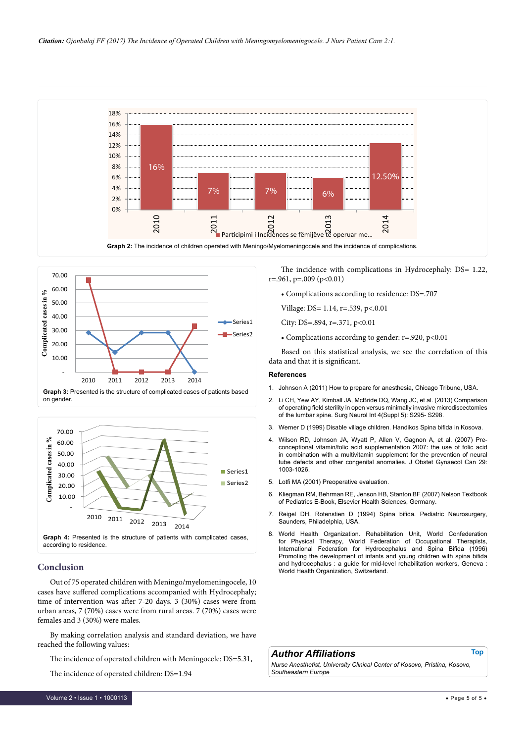18%
16%
14%
12%
10%
8%
6%
4%
2%
0%

16%
7%
7%
6%
12.50%

2010
2011
2012
2013
2014

Participimi i Incidences se fëmijëve të operuar me...

**Graph 2:** The incidence of children operated with Meningo/Myelomeningocele and the incidence of complications.

Complicated cases in %

70.00
60.00
50.00
40.00
30.00
20.00
10.00
-

2010
2011
2012
2013
2014

Series1
Series2

**Graph 3:** Presented is the structure of complicated cases of patients based on gender.

Complicated cases in %

70.00
60.00
50.00
40.00
30.00
20.00
10.00
-

2010
2011
2012
2013
2014

Series1
Series2

**Graph 4:** Presented is the structure of patients with complicated cases, according to residence.

## Conclusion

Out of 75 operated children with Meningo/myelomeningocele, 10 cases have suffered complications accompanied with Hydrocephaly; time of intervention was after 7-20 days. 3 (30%) cases were from urban areas, 7 (70%) cases were from rural areas. 7 (70%) cases were females and 3 (30%) were males.

By making correlation analysis and standard deviation, we have reached the following values:

The incidence of operated children with Meningocele: DS=5.31,

The incidence of operated children: DS=1.94

The incidence with complications in Hydrocephaly: DS= 1.22, r=.961, p=.009 (p<0.01)

- Complications according to residence: DS=.707

Village: DS= 1.14, r=.539, p<.0.01

City: DS=.894, r=.371, p<0.01

- Complications according to gender: r=.920, p<0.01

Based on this statistical analysis, we see the correlation of this data and that it is significant.

### References

1. Johnson A (2011) How to prepare for anesthesia, Chicago Tribune, USA.
2. Li CH, Yew AY, Kimball JA, McBride DQ, Wang JC, et al. (2013) Comparison of operating field sterility in open versus minimally invasive microdiscectomies of the lumbar spine. Surg Neurol Int 4(Suppl 5): S295- S298.
3. Werner D (1999) Disable village children. Handikos Spina bifida in Kosova.
4. Wilson RD, Johnson JA, Wyatt P, Allen V, Gagnon A, et al. (2007) Pre-conceptional vitamin/folic acid supplementation 2007: the use of folic acid in combination with a multivitamin supplement for the prevention of neural tube defects and other congenital anomalies. J Obstet Gynaecol Can 29: 1003-1026.
5. Lotfi MA (2001) Preoperative evaluation.
6. Kliegman RM, Behrman RE, Jenson HB, Stanton BF (2007) Nelson Textbook of Pediatrics E-Book, Elsevier Health Sciences, Germany.
7. Reigel DH, Rotenstien D (1994) Spina bifida. Pediatric Neurosurgery, Saunders, Philadelphia, USA.
8. World Health Organization. Rehabilitation Unit, World Confederation for Physical Therapy, World Federation of Occupational Therapists, International Federation for Hydrocephalus and Spina Bifida (1996) Promoting the development of infants and young children with spina bifida and hydrocephalus : a guide for mid-level rehabilitation workers, Geneva : World Health Organization, Switzerland.

## *Author Affiliations*

*Nurse Anesthetist, University Clinical Center of Kosovo, Pristina, Kosovo, Southeastern Europe*